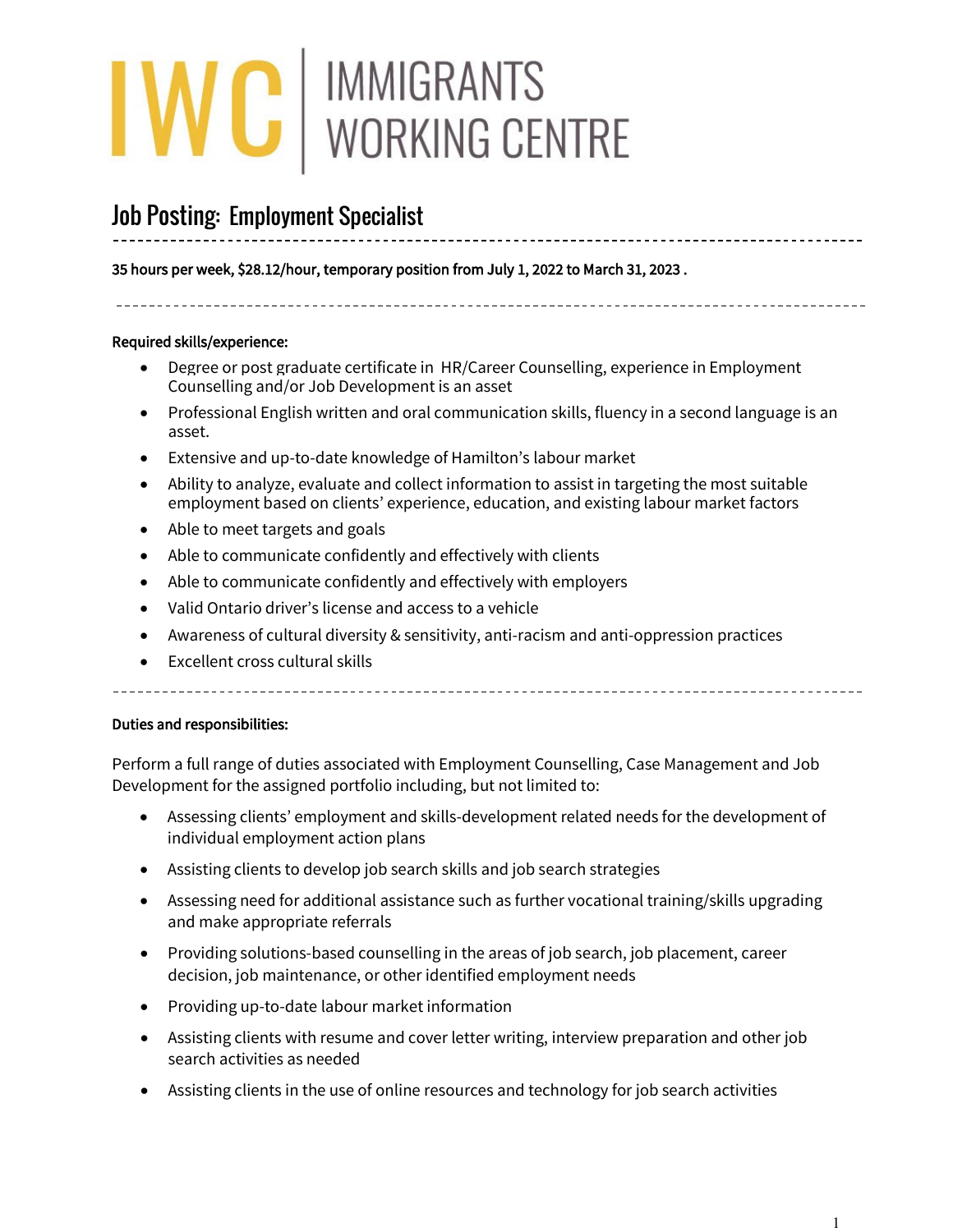# IWC | IMMIGRANTS WORKING CENTRE

## Job Posting: Employment Specialist

---

**35 hours per week, $28.12/hour, temporary position from July 1, 2022 to March 31, 2023 .**

---

**Required skills/experience:**

- Degree or post graduate certificate in HR/Career Counselling, experience in Employment Counselling and/or Job Development is an asset
- Professional English written and oral communication skills, fluency in a second language is an asset.
- Extensive and up-to-date knowledge of Hamilton's labour market
- Ability to analyze, evaluate and collect information to assist in targeting the most suitable employment based on clients' experience, education, and existing labour market factors
- Able to meet targets and goals
- Able to communicate confidently and effectively with clients
- Able to communicate confidently and effectively with employers
- Valid Ontario driver's license and access to a vehicle
- Awareness of cultural diversity & sensitivity, anti-racism and anti-oppression practices
- Excellent cross cultural skills

---

**Duties and responsibilities:**

Perform a full range of duties associated with Employment Counselling, Case Management and Job Development for the assigned portfolio including, but not limited to:

- Assessing clients' employment and skills-development related needs for the development of individual employment action plans
- Assisting clients to develop job search skills and job search strategies
- Assessing need for additional assistance such as further vocational training/skills upgrading and make appropriate referrals
- Providing solutions-based counselling in the areas of job search, job placement, career decision, job maintenance, or other identified employment needs
- Providing up-to-date labour market information
- Assisting clients with resume and cover letter writing, interview preparation and other job search activities as needed
- Assisting clients in the use of online resources and technology for job search activities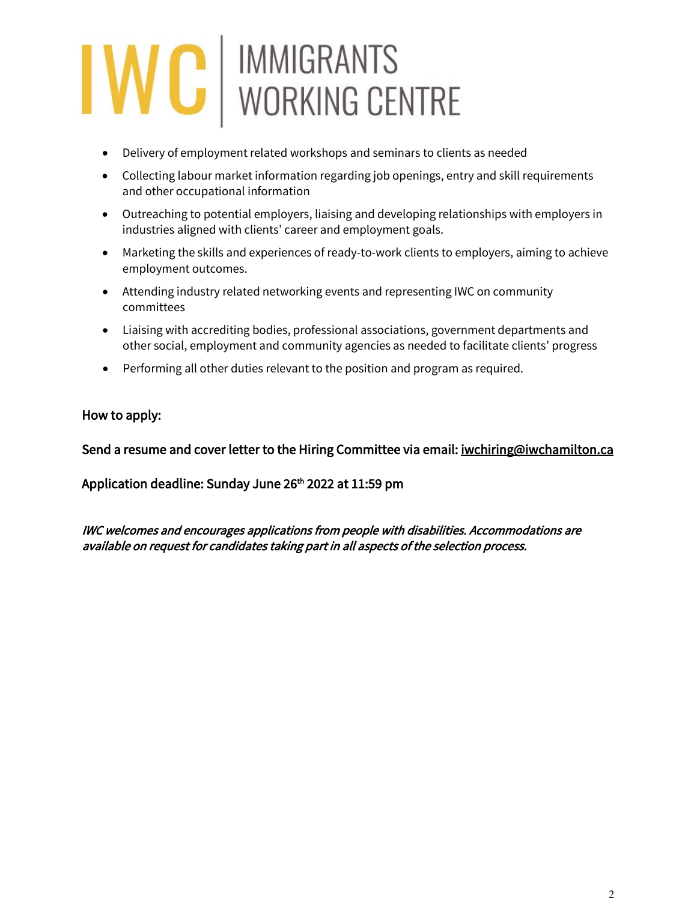- Delivery of employment related workshops and seminars to clients as needed
- Collecting labour market information regarding job openings, entry and skill requirements and other occupational information
- Outreaching to potential employers, liaising and developing relationships with employers in industries aligned with clients' career and employment goals.
- Marketing the skills and experiences of ready-to-work clients to employers, aiming to achieve employment outcomes.
- Attending industry related networking events and representing IWC on community committees
- Liaising with accrediting bodies, professional associations, government departments and other social, employment and community agencies as needed to facilitate clients' progress
- Performing all other duties relevant to the position and program as required.

## How to apply:

**Send a resume and cover letter to the Hiring Committee via email: iwchiring@iwchamilton.ca**

**Application deadline: Sunday June 26th 2022 at 11:59 pm**

*IWC welcomes and encourages applications from people with disabilities. Accommodations are available on request for candidates taking part in all aspects of the selection process.*